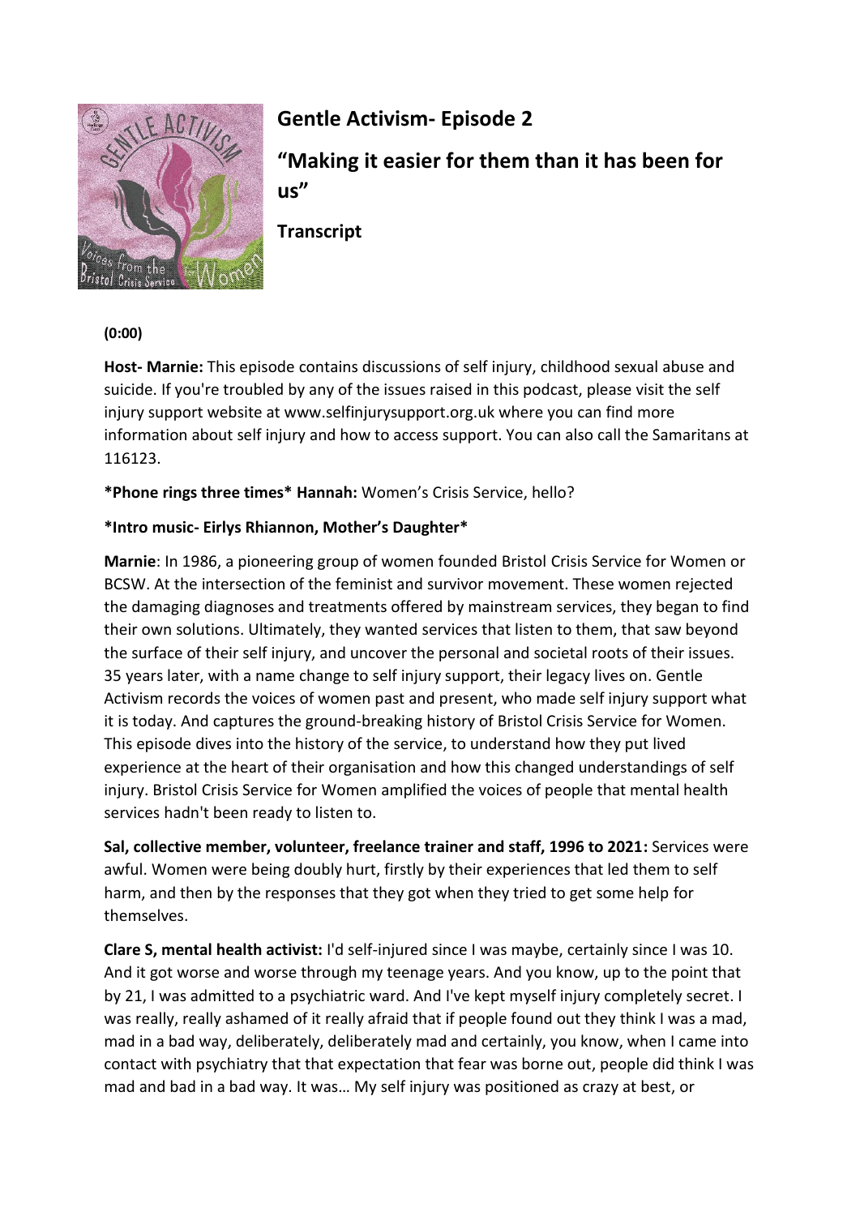# Gentle Activism- Episode 2

## "Making it easier for them than it has been for us"

**Transcript**

**(0:00)**

**Host- Marnie:** This episode contains discussions of self injury, childhood sexual abuse and suicide. If you're troubled by any of the issues raised in this podcast, please visit the self injury support website at www.selfinjurysupport.org.uk where you can find more information about self injury and how to access support. You can also call the Samaritans at 116123.

***Phone rings three times* Hannah:** Women's Crisis Service, hello?

***Intro music- Eirlys Rhiannon, Mother's Daughter***

**Marnie**: In 1986, a pioneering group of women founded Bristol Crisis Service for Women or BCSW. At the intersection of the feminist and survivor movement. These women rejected the damaging diagnoses and treatments offered by mainstream services, they began to find their own solutions. Ultimately, they wanted services that listen to them, that saw beyond the surface of their self injury, and uncover the personal and societal roots of their issues. 35 years later, with a name change to self injury support, their legacy lives on. Gentle Activism records the voices of women past and present, who made self injury support what it is today. And captures the ground-breaking history of Bristol Crisis Service for Women. This episode dives into the history of the service, to understand how they put lived experience at the heart of their organisation and how this changed understandings of self injury. Bristol Crisis Service for Women amplified the voices of people that mental health services hadn't been ready to listen to.

**Sal, collective member, volunteer, freelance trainer and staff, 1996 to 2021:** Services were awful. Women were being doubly hurt, firstly by their experiences that led them to self harm, and then by the responses that they got when they tried to get some help for themselves.

**Clare S, mental health activist:** I'd self-injured since I was maybe, certainly since I was 10. And it got worse and worse through my teenage years. And you know, up to the point that by 21, I was admitted to a psychiatric ward. And I've kept myself injury completely secret. I was really, really ashamed of it really afraid that if people found out they think I was a mad, mad in a bad way, deliberately, deliberately mad and certainly, you know, when I came into contact with psychiatry that that expectation that fear was borne out, people did think I was mad and bad in a bad way. It was… My self injury was positioned as crazy at best, or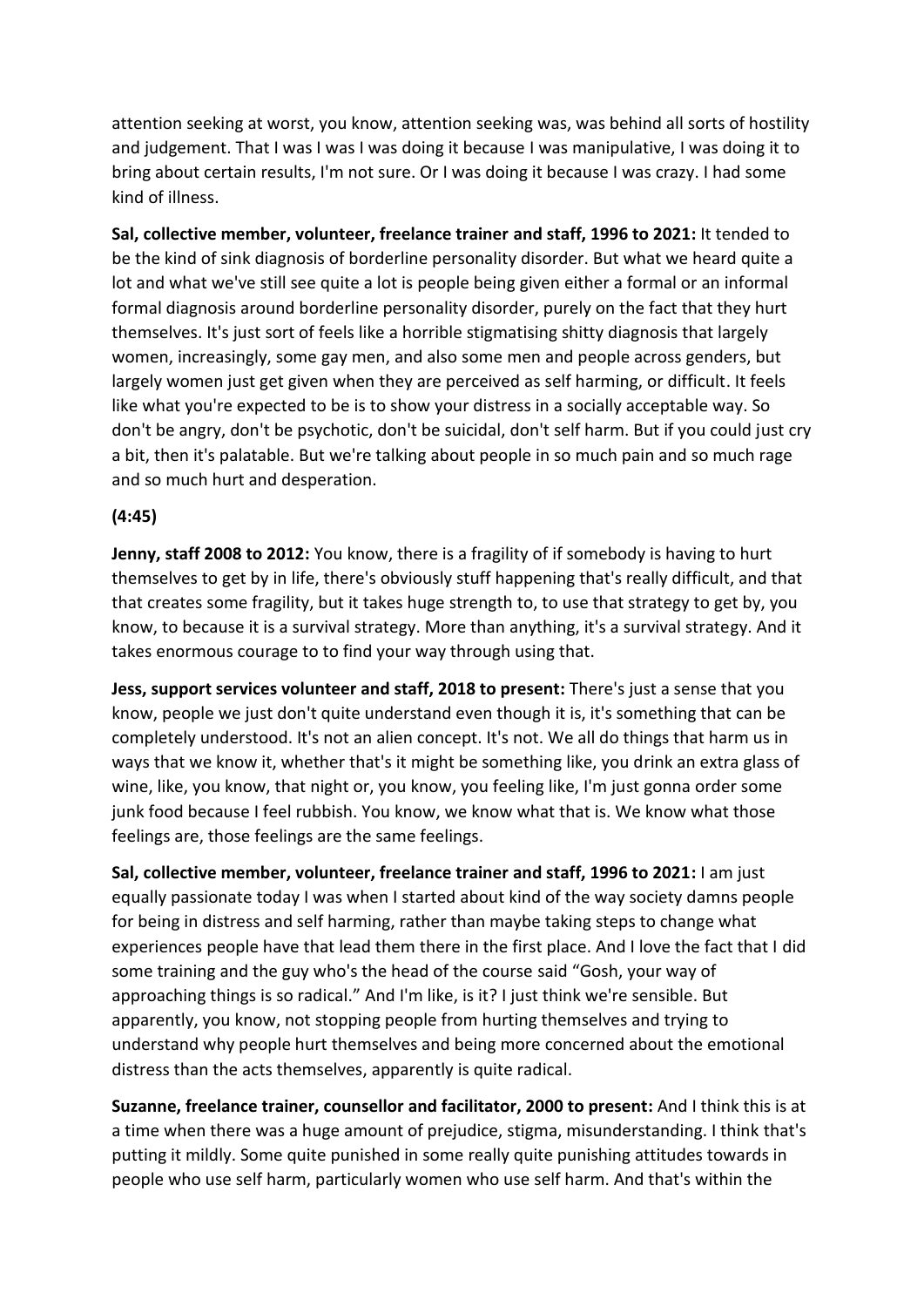attention seeking at worst, you know, attention seeking was, was behind all sorts of hostility and judgement. That I was I was I was doing it because I was manipulative, I was doing it to bring about certain results, I'm not sure. Or I was doing it because I was crazy. I had some kind of illness.

**Sal, collective member, volunteer, freelance trainer and staff, 1996 to 2021:** It tended to be the kind of sink diagnosis of borderline personality disorder. But what we heard quite a lot and what we've still see quite a lot is people being given either a formal or an informal formal diagnosis around borderline personality disorder, purely on the fact that they hurt themselves. It's just sort of feels like a horrible stigmatising shitty diagnosis that largely women, increasingly, some gay men, and also some men and people across genders, but largely women just get given when they are perceived as self harming, or difficult. It feels like what you're expected to be is to show your distress in a socially acceptable way. So don't be angry, don't be psychotic, don't be suicidal, don't self harm. But if you could just cry a bit, then it's palatable. But we're talking about people in so much pain and so much rage and so much hurt and desperation.

**(4:45)**

**Jenny, staff 2008 to 2012:** You know, there is a fragility of if somebody is having to hurt themselves to get by in life, there's obviously stuff happening that's really difficult, and that that creates some fragility, but it takes huge strength to, to use that strategy to get by, you know, to because it is a survival strategy. More than anything, it's a survival strategy. And it takes enormous courage to to find your way through using that.

**Jess, support services volunteer and staff, 2018 to present:** There's just a sense that you know, people we just don't quite understand even though it is, it's something that can be completely understood. It's not an alien concept. It's not. We all do things that harm us in ways that we know it, whether that's it might be something like, you drink an extra glass of wine, like, you know, that night or, you know, you feeling like, I'm just gonna order some junk food because I feel rubbish. You know, we know what that is. We know what those feelings are, those feelings are the same feelings.

**Sal, collective member, volunteer, freelance trainer and staff, 1996 to 2021:** I am just equally passionate today I was when I started about kind of the way society damns people for being in distress and self harming, rather than maybe taking steps to change what experiences people have that lead them there in the first place. And I love the fact that I did some training and the guy who's the head of the course said "Gosh, your way of approaching things is so radical." And I'm like, is it? I just think we're sensible. But apparently, you know, not stopping people from hurting themselves and trying to understand why people hurt themselves and being more concerned about the emotional distress than the acts themselves, apparently is quite radical.

**Suzanne, freelance trainer, counsellor and facilitator, 2000 to present:** And I think this is at a time when there was a huge amount of prejudice, stigma, misunderstanding. I think that's putting it mildly. Some quite punished in some really quite punishing attitudes towards in people who use self harm, particularly women who use self harm. And that's within the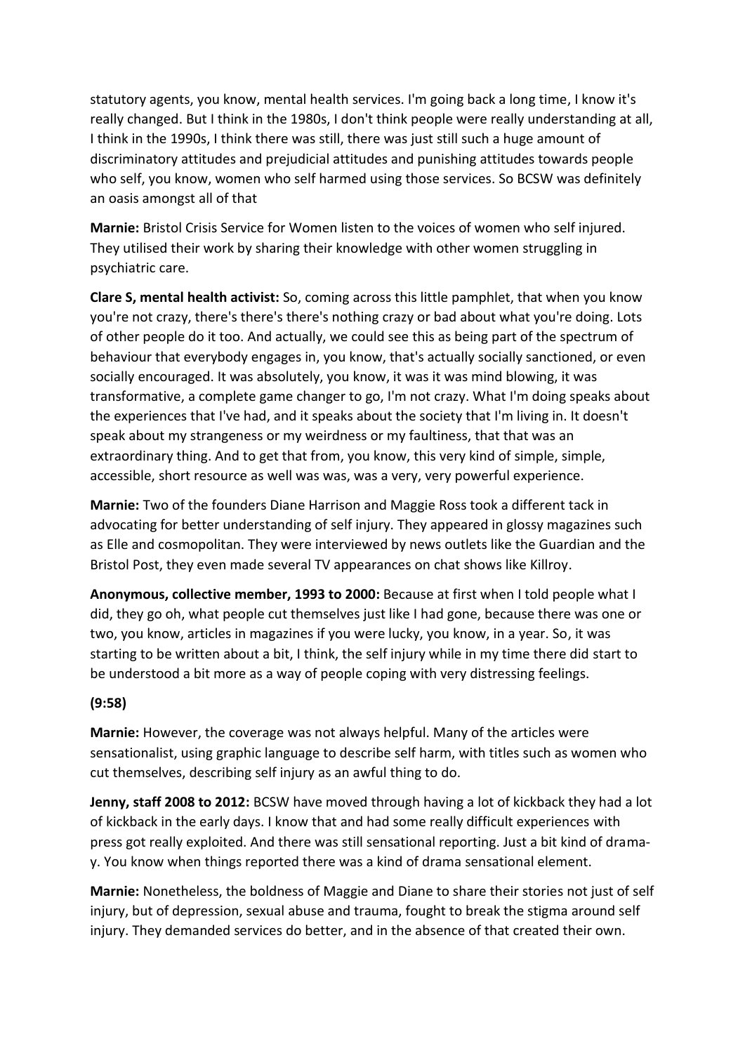statutory agents, you know, mental health services. I'm going back a long time, I know it's really changed. But I think in the 1980s, I don't think people were really understanding at all, I think in the 1990s, I think there was still, there was just still such a huge amount of discriminatory attitudes and prejudicial attitudes and punishing attitudes towards people who self, you know, women who self harmed using those services. So BCSW was definitely an oasis amongst all of that

**Marnie:** Bristol Crisis Service for Women listen to the voices of women who self injured. They utilised their work by sharing their knowledge with other women struggling in psychiatric care.

**Clare S, mental health activist:** So, coming across this little pamphlet, that when you know you're not crazy, there's there's there's nothing crazy or bad about what you're doing. Lots of other people do it too. And actually, we could see this as being part of the spectrum of behaviour that everybody engages in, you know, that's actually socially sanctioned, or even socially encouraged. It was absolutely, you know, it was it was mind blowing, it was transformative, a complete game changer to go, I'm not crazy. What I'm doing speaks about the experiences that I've had, and it speaks about the society that I'm living in. It doesn't speak about my strangeness or my weirdness or my faultiness, that that was an extraordinary thing. And to get that from, you know, this very kind of simple, simple, accessible, short resource as well was was, was a very, very powerful experience.

**Marnie:** Two of the founders Diane Harrison and Maggie Ross took a different tack in advocating for better understanding of self injury. They appeared in glossy magazines such as Elle and cosmopolitan. They were interviewed by news outlets like the Guardian and the Bristol Post, they even made several TV appearances on chat shows like Killroy.

**Anonymous, collective member, 1993 to 2000:** Because at first when I told people what I did, they go oh, what people cut themselves just like I had gone, because there was one or two, you know, articles in magazines if you were lucky, you know, in a year. So, it was starting to be written about a bit, I think, the self injury while in my time there did start to be understood a bit more as a way of people coping with very distressing feelings.

**(9:58)**

**Marnie:** However, the coverage was not always helpful. Many of the articles were sensationalist, using graphic language to describe self harm, with titles such as women who cut themselves, describing self injury as an awful thing to do.

**Jenny, staff 2008 to 2012:** BCSW have moved through having a lot of kickback they had a lot of kickback in the early days. I know that and had some really difficult experiences with press got really exploited. And there was still sensational reporting. Just a bit kind of drama-y. You know when things reported there was a kind of drama sensational element.

**Marnie:** Nonetheless, the boldness of Maggie and Diane to share their stories not just of self injury, but of depression, sexual abuse and trauma, fought to break the stigma around self injury. They demanded services do better, and in the absence of that created their own.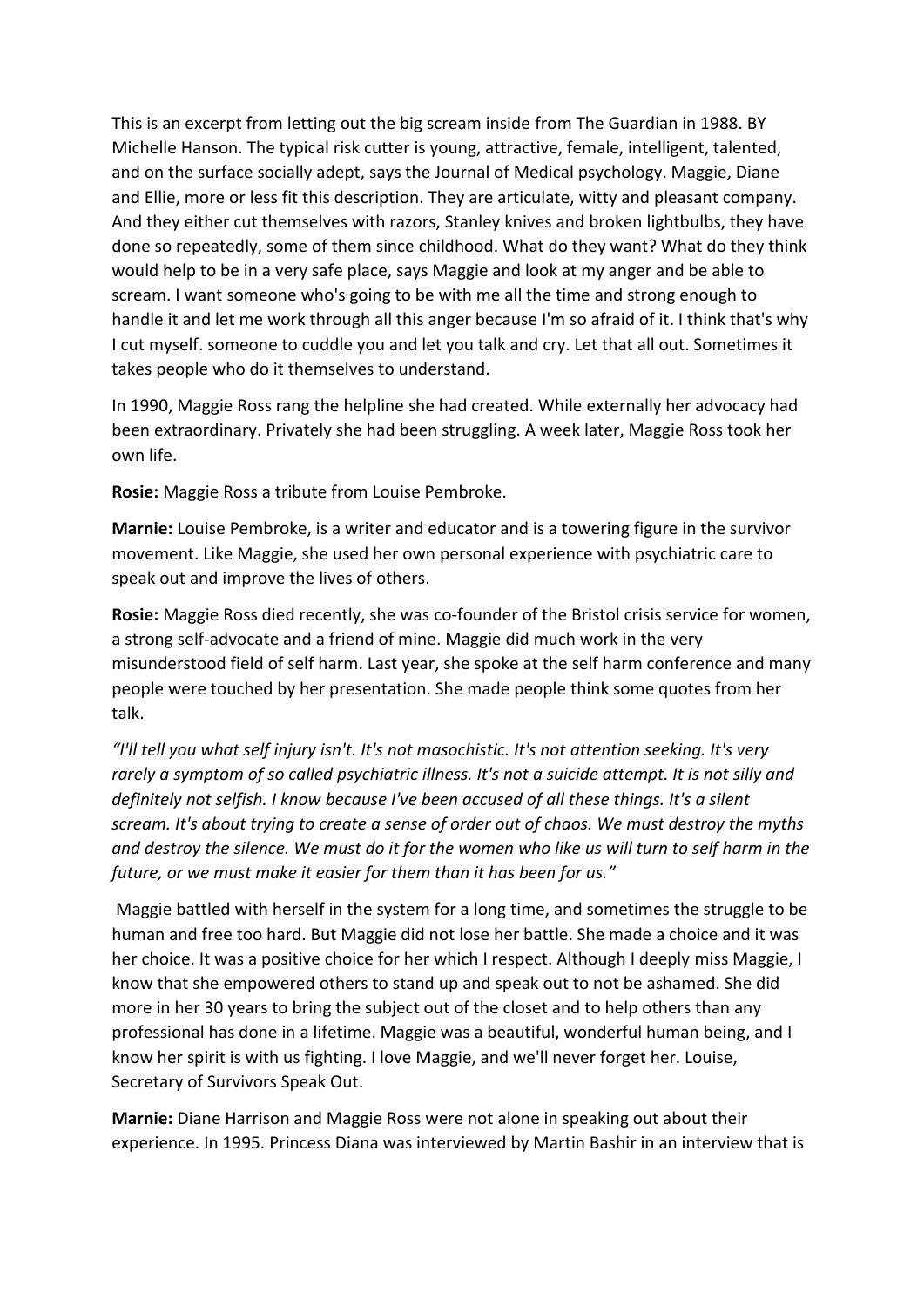This is an excerpt from letting out the big scream inside from The Guardian in 1988. BY Michelle Hanson. The typical risk cutter is young, attractive, female, intelligent, talented, and on the surface socially adept, says the Journal of Medical psychology. Maggie, Diane and Ellie, more or less fit this description. They are articulate, witty and pleasant company. And they either cut themselves with razors, Stanley knives and broken lightbulbs, they have done so repeatedly, some of them since childhood. What do they want? What do they think would help to be in a very safe place, says Maggie and look at my anger and be able to scream. I want someone who's going to be with me all the time and strong enough to handle it and let me work through all this anger because I'm so afraid of it. I think that's why I cut myself. someone to cuddle you and let you talk and cry. Let that all out. Sometimes it takes people who do it themselves to understand.

In 1990, Maggie Ross rang the helpline she had created. While externally her advocacy had been extraordinary. Privately she had been struggling. A week later, Maggie Ross took her own life.

**Rosie:** Maggie Ross a tribute from Louise Pembroke.

**Marnie:** Louise Pembroke, is a writer and educator and is a towering figure in the survivor movement. Like Maggie, she used her own personal experience with psychiatric care to speak out and improve the lives of others.

**Rosie:** Maggie Ross died recently, she was co-founder of the Bristol crisis service for women, a strong self-advocate and a friend of mine. Maggie did much work in the very misunderstood field of self harm. Last year, she spoke at the self harm conference and many people were touched by her presentation. She made people think some quotes from her talk.

*"I'll tell you what self injury isn't. It's not masochistic. It's not attention seeking. It's very rarely a symptom of so called psychiatric illness. It's not a suicide attempt. It is not silly and definitely not selfish. I know because I've been accused of all these things. It's a silent scream. It's about trying to create a sense of order out of chaos. We must destroy the myths and destroy the silence. We must do it for the women who like us will turn to self harm in the future, or we must make it easier for them than it has been for us."*

Maggie battled with herself in the system for a long time, and sometimes the struggle to be human and free too hard. But Maggie did not lose her battle. She made a choice and it was her choice. It was a positive choice for her which I respect. Although I deeply miss Maggie, I know that she empowered others to stand up and speak out to not be ashamed. She did more in her 30 years to bring the subject out of the closet and to help others than any professional has done in a lifetime. Maggie was a beautiful, wonderful human being, and I know her spirit is with us fighting. I love Maggie, and we'll never forget her. Louise, Secretary of Survivors Speak Out.

**Marnie:** Diane Harrison and Maggie Ross were not alone in speaking out about their experience. In 1995. Princess Diana was interviewed by Martin Bashir in an interview that is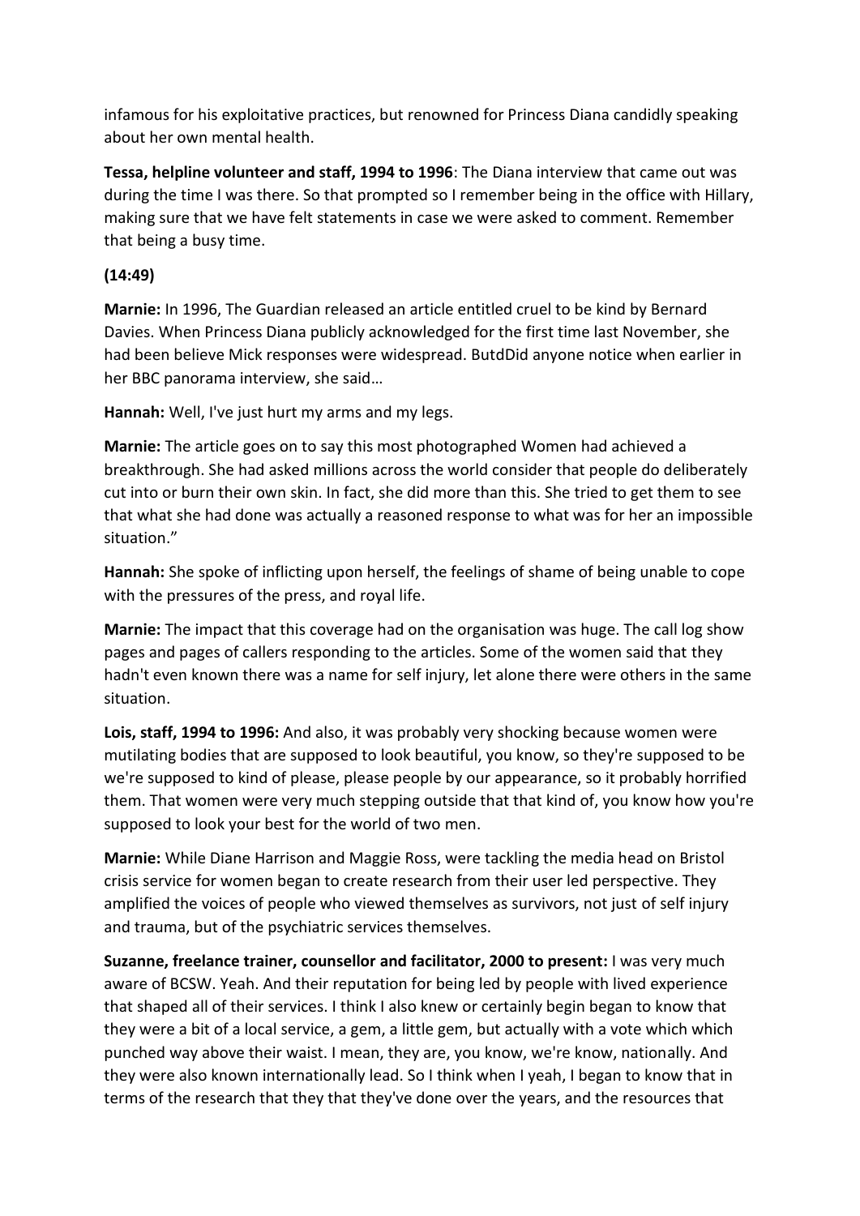infamous for his exploitative practices, but renowned for Princess Diana candidly speaking about her own mental health.

**Tessa, helpline volunteer and staff, 1994 to 1996**: The Diana interview that came out was during the time I was there. So that prompted so I remember being in the office with Hillary, making sure that we have felt statements in case we were asked to comment. Remember that being a busy time.

**(14:49)**

**Marnie:** In 1996, The Guardian released an article entitled cruel to be kind by Bernard Davies. When Princess Diana publicly acknowledged for the first time last November, she had been believe Mick responses were widespread. ButdDid anyone notice when earlier in her BBC panorama interview, she said…

**Hannah:** Well, I've just hurt my arms and my legs.

**Marnie:** The article goes on to say this most photographed Women had achieved a breakthrough. She had asked millions across the world consider that people do deliberately cut into or burn their own skin. In fact, she did more than this. She tried to get them to see that what she had done was actually a reasoned response to what was for her an impossible situation."

**Hannah:** She spoke of inflicting upon herself, the feelings of shame of being unable to cope with the pressures of the press, and royal life.

**Marnie:** The impact that this coverage had on the organisation was huge. The call log show pages and pages of callers responding to the articles. Some of the women said that they hadn't even known there was a name for self injury, let alone there were others in the same situation.

**Lois, staff, 1994 to 1996:** And also, it was probably very shocking because women were mutilating bodies that are supposed to look beautiful, you know, so they're supposed to be we're supposed to kind of please, please people by our appearance, so it probably horrified them. That women were very much stepping outside that that kind of, you know how you're supposed to look your best for the world of two men.

**Marnie:** While Diane Harrison and Maggie Ross, were tackling the media head on Bristol crisis service for women began to create research from their user led perspective. They amplified the voices of people who viewed themselves as survivors, not just of self injury and trauma, but of the psychiatric services themselves.

**Suzanne, freelance trainer, counsellor and facilitator, 2000 to present:** I was very much aware of BCSW. Yeah. And their reputation for being led by people with lived experience that shaped all of their services. I think I also knew or certainly begin began to know that they were a bit of a local service, a gem, a little gem, but actually with a vote which which punched way above their waist. I mean, they are, you know, we're know, nationally. And they were also known internationally lead. So I think when I yeah, I began to know that in terms of the research that they that they've done over the years, and the resources that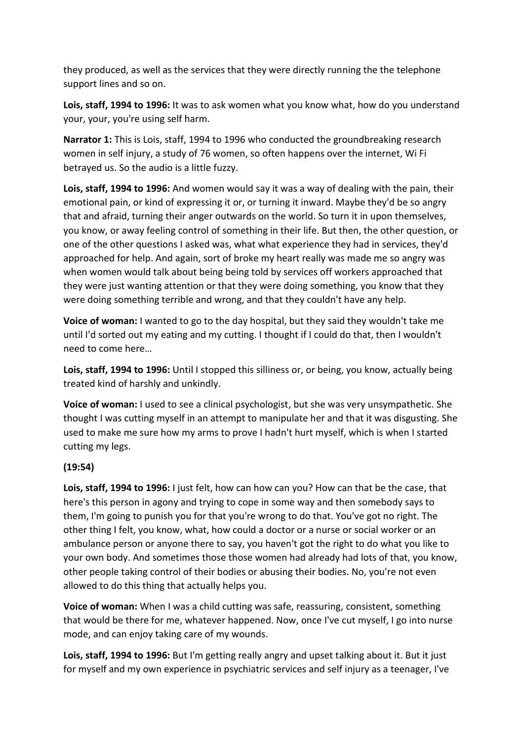they produced, as well as the services that they were directly running the the telephone support lines and so on.

**Lois, staff, 1994 to 1996:** It was to ask women what you know what, how do you understand your, your, you're using self harm.

**Narrator 1:** This is Lois, staff, 1994 to 1996 who conducted the groundbreaking research women in self injury, a study of 76 women, so often happens over the internet, Wi Fi betrayed us. So the audio is a little fuzzy.

**Lois, staff, 1994 to 1996:** And women would say it was a way of dealing with the pain, their emotional pain, or kind of expressing it or, or turning it inward. Maybe they'd be so angry that and afraid, turning their anger outwards on the world. So turn it in upon themselves, you know, or away feeling control of something in their life. But then, the other question, or one of the other questions I asked was, what what experience they had in services, they'd approached for help. And again, sort of broke my heart really was made me so angry was when women would talk about being being told by services off workers approached that they were just wanting attention or that they were doing something, you know that they were doing something terrible and wrong, and that they couldn't have any help.

**Voice of woman:** I wanted to go to the day hospital, but they said they wouldn't take me until I'd sorted out my eating and my cutting. I thought if I could do that, then I wouldn't need to come here…

**Lois, staff, 1994 to 1996:** Until I stopped this silliness or, or being, you know, actually being treated kind of harshly and unkindly.

**Voice of woman:** I used to see a clinical psychologist, but she was very unsympathetic. She thought I was cutting myself in an attempt to manipulate her and that it was disgusting. She used to make me sure how my arms to prove I hadn't hurt myself, which is when I started cutting my legs.

**(19:54)**

**Lois, staff, 1994 to 1996:** I just felt, how can how can you? How can that be the case, that here's this person in agony and trying to cope in some way and then somebody says to them, I'm going to punish you for that you're wrong to do that. You've got no right. The other thing I felt, you know, what, how could a doctor or a nurse or social worker or an ambulance person or anyone there to say, you haven't got the right to do what you like to your own body. And sometimes those those women had already had lots of that, you know, other people taking control of their bodies or abusing their bodies. No, you're not even allowed to do this thing that actually helps you.

**Voice of woman:** When I was a child cutting was safe, reassuring, consistent, something that would be there for me, whatever happened. Now, once I've cut myself, I go into nurse mode, and can enjoy taking care of my wounds.

**Lois, staff, 1994 to 1996:** But I'm getting really angry and upset talking about it. But it just for myself and my own experience in psychiatric services and self injury as a teenager, I've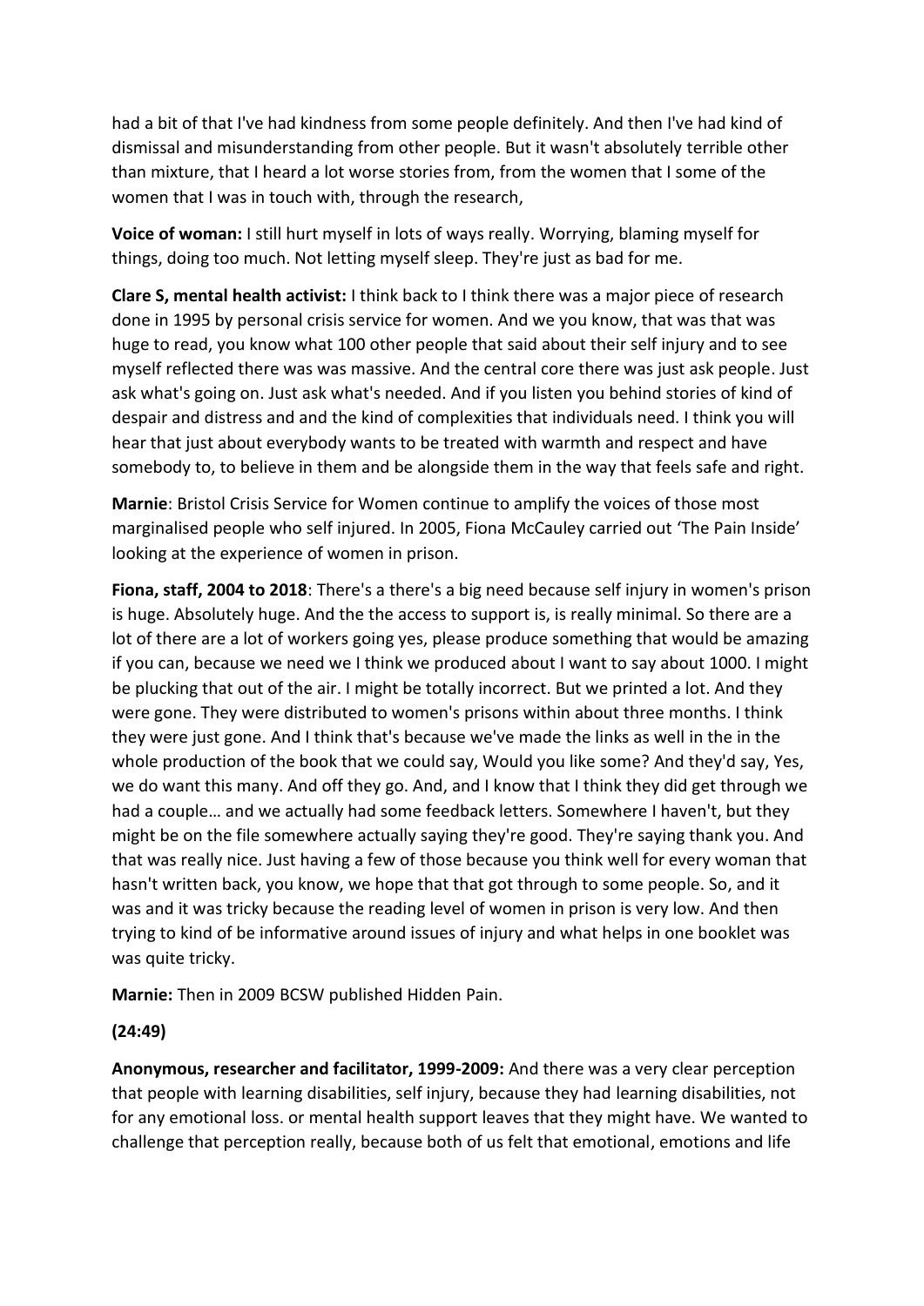had a bit of that I've had kindness from some people definitely. And then I've had kind of dismissal and misunderstanding from other people. But it wasn't absolutely terrible other than mixture, that I heard a lot worse stories from, from the women that I some of the women that I was in touch with, through the research,

**Voice of woman:** I still hurt myself in lots of ways really. Worrying, blaming myself for things, doing too much. Not letting myself sleep. They're just as bad for me.

**Clare S, mental health activist:** I think back to I think there was a major piece of research done in 1995 by personal crisis service for women. And we you know, that was that was huge to read, you know what 100 other people that said about their self injury and to see myself reflected there was was massive. And the central core there was just ask people. Just ask what's going on. Just ask what's needed. And if you listen you behind stories of kind of despair and distress and and the kind of complexities that individuals need. I think you will hear that just about everybody wants to be treated with warmth and respect and have somebody to, to believe in them and be alongside them in the way that feels safe and right.

**Marnie**: Bristol Crisis Service for Women continue to amplify the voices of those most marginalised people who self injured. In 2005, Fiona McCauley carried out 'The Pain Inside' looking at the experience of women in prison.

**Fiona, staff, 2004 to 2018**: There's a there's a big need because self injury in women's prison is huge. Absolutely huge. And the the access to support is, is really minimal. So there are a lot of there are a lot of workers going yes, please produce something that would be amazing if you can, because we need we I think we produced about I want to say about 1000. I might be plucking that out of the air. I might be totally incorrect. But we printed a lot. And they were gone. They were distributed to women's prisons within about three months. I think they were just gone. And I think that's because we've made the links as well in the in the whole production of the book that we could say, Would you like some? And they'd say, Yes, we do want this many. And off they go. And, and I know that I think they did get through we had a couple… and we actually had some feedback letters. Somewhere I haven't, but they might be on the file somewhere actually saying they're good. They're saying thank you. And that was really nice. Just having a few of those because you think well for every woman that hasn't written back, you know, we hope that that got through to some people. So, and it was and it was tricky because the reading level of women in prison is very low. And then trying to kind of be informative around issues of injury and what helps in one booklet was was quite tricky.

**Marnie:** Then in 2009 BCSW published Hidden Pain.

**(24:49)**

**Anonymous, researcher and facilitator, 1999-2009:** And there was a very clear perception that people with learning disabilities, self injury, because they had learning disabilities, not for any emotional loss. or mental health support leaves that they might have. We wanted to challenge that perception really, because both of us felt that emotional, emotions and life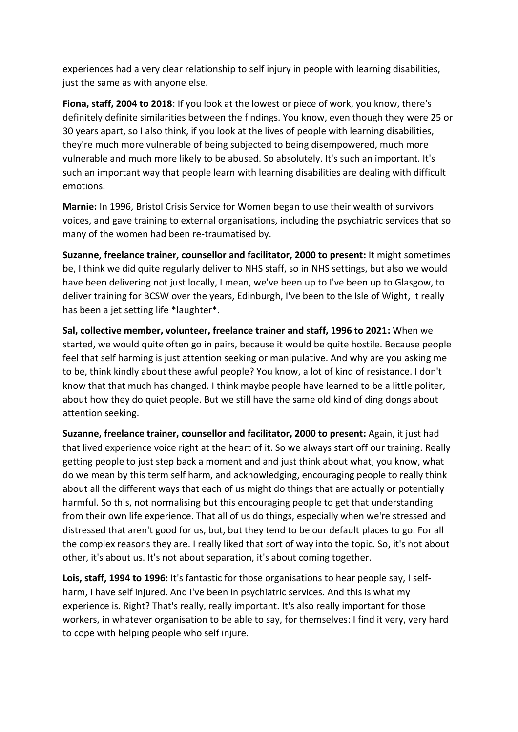experiences had a very clear relationship to self injury in people with learning disabilities, just the same as with anyone else.

**Fiona, staff, 2004 to 2018**: If you look at the lowest or piece of work, you know, there's definitely definite similarities between the findings. You know, even though they were 25 or 30 years apart, so I also think, if you look at the lives of people with learning disabilities, they're much more vulnerable of being subjected to being disempowered, much more vulnerable and much more likely to be abused. So absolutely. It's such an important. It's such an important way that people learn with learning disabilities are dealing with difficult emotions.

**Marnie:** In 1996, Bristol Crisis Service for Women began to use their wealth of survivors voices, and gave training to external organisations, including the psychiatric services that so many of the women had been re-traumatised by.

**Suzanne, freelance trainer, counsellor and facilitator, 2000 to present:** It might sometimes be, I think we did quite regularly deliver to NHS staff, so in NHS settings, but also we would have been delivering not just locally, I mean, we've been up to I've been up to Glasgow, to deliver training for BCSW over the years, Edinburgh, I've been to the Isle of Wight, it really has been a jet setting life *laughter*.

**Sal, collective member, volunteer, freelance trainer and staff, 1996 to 2021:** When we started, we would quite often go in pairs, because it would be quite hostile. Because people feel that self harming is just attention seeking or manipulative. And why are you asking me to be, think kindly about these awful people? You know, a lot of kind of resistance. I don't know that that much has changed. I think maybe people have learned to be a little politer, about how they do quiet people. But we still have the same old kind of ding dongs about attention seeking.

**Suzanne, freelance trainer, counsellor and facilitator, 2000 to present:** Again, it just had that lived experience voice right at the heart of it. So we always start off our training. Really getting people to just step back a moment and and just think about what, you know, what do we mean by this term self harm, and acknowledging, encouraging people to really think about all the different ways that each of us might do things that are actually or potentially harmful. So this, not normalising but this encouraging people to get that understanding from their own life experience. That all of us do things, especially when we're stressed and distressed that aren't good for us, but, but they tend to be our default places to go. For all the complex reasons they are. I really liked that sort of way into the topic. So, it's not about other, it's about us. It's not about separation, it's about coming together.

**Lois, staff, 1994 to 1996:** It's fantastic for those organisations to hear people say, I self-harm, I have self injured. And I've been in psychiatric services. And this is what my experience is. Right? That's really, really important. It's also really important for those workers, in whatever organisation to be able to say, for themselves: I find it very, very hard to cope with helping people who self injure.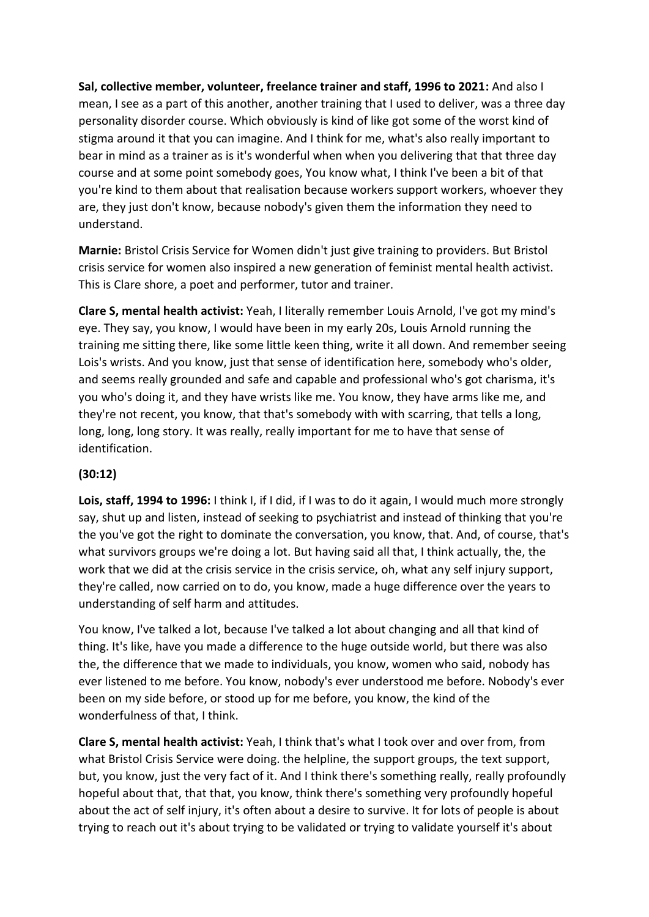**Sal, collective member, volunteer, freelance trainer and staff, 1996 to 2021:** And also I mean, I see as a part of this another, another training that I used to deliver, was a three day personality disorder course. Which obviously is kind of like got some of the worst kind of stigma around it that you can imagine. And I think for me, what's also really important to bear in mind as a trainer as is it's wonderful when when you delivering that that three day course and at some point somebody goes, You know what, I think I've been a bit of that you're kind to them about that realisation because workers support workers, whoever they are, they just don't know, because nobody's given them the information they need to understand.

**Marnie:** Bristol Crisis Service for Women didn't just give training to providers. But Bristol crisis service for women also inspired a new generation of feminist mental health activist. This is Clare shore, a poet and performer, tutor and trainer.

**Clare S, mental health activist:** Yeah, I literally remember Louis Arnold, I've got my mind's eye. They say, you know, I would have been in my early 20s, Louis Arnold running the training me sitting there, like some little keen thing, write it all down. And remember seeing Lois's wrists. And you know, just that sense of identification here, somebody who's older, and seems really grounded and safe and capable and professional who's got charisma, it's you who's doing it, and they have wrists like me. You know, they have arms like me, and they're not recent, you know, that that's somebody with with scarring, that tells a long, long, long, long story. It was really, really important for me to have that sense of identification.

**(30:12)**

**Lois, staff, 1994 to 1996:** I think I, if I did, if I was to do it again, I would much more strongly say, shut up and listen, instead of seeking to psychiatrist and instead of thinking that you're the you've got the right to dominate the conversation, you know, that. And, of course, that's what survivors groups we're doing a lot. But having said all that, I think actually, the, the work that we did at the crisis service in the crisis service, oh, what any self injury support, they're called, now carried on to do, you know, made a huge difference over the years to understanding of self harm and attitudes.

You know, I've talked a lot, because I've talked a lot about changing and all that kind of thing. It's like, have you made a difference to the huge outside world, but there was also the, the difference that we made to individuals, you know, women who said, nobody has ever listened to me before. You know, nobody's ever understood me before. Nobody's ever been on my side before, or stood up for me before, you know, the kind of the wonderfulness of that, I think.

**Clare S, mental health activist:** Yeah, I think that's what I took over and over from, from what Bristol Crisis Service were doing. the helpline, the support groups, the text support, but, you know, just the very fact of it. And I think there's something really, really profoundly hopeful about that, that that, you know, think there's something very profoundly hopeful about the act of self injury, it's often about a desire to survive. It for lots of people is about trying to reach out it's about trying to be validated or trying to validate yourself it's about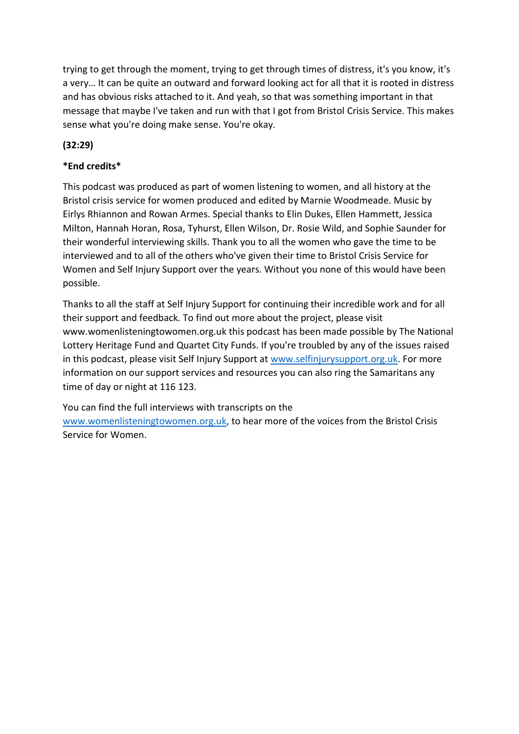trying to get through the moment, trying to get through times of distress, it's you know, it's a very… It can be quite an outward and forward looking act for all that it is rooted in distress and has obvious risks attached to it. And yeah, so that was something important in that message that maybe I've taken and run with that I got from Bristol Crisis Service. This makes sense what you're doing make sense. You're okay.

**(32:29)**

***End credits***

This podcast was produced as part of women listening to women, and all history at the Bristol crisis service for women produced and edited by Marnie Woodmeade. Music by Eirlys Rhiannon and Rowan Armes. Special thanks to Elin Dukes, Ellen Hammett, Jessica Milton, Hannah Horan, Rosa, Tyhurst, Ellen Wilson, Dr. Rosie Wild, and Sophie Saunder for their wonderful interviewing skills. Thank you to all the women who gave the time to be interviewed and to all of the others who've given their time to Bristol Crisis Service for Women and Self Injury Support over the years. Without you none of this would have been possible.

Thanks to all the staff at Self Injury Support for continuing their incredible work and for all their support and feedback. To find out more about the project, please visit www.womenlisteningtowomen.org.uk this podcast has been made possible by The National Lottery Heritage Fund and Quartet City Funds. If you're troubled by any of the issues raised in this podcast, please visit Self Injury Support at www.selfinjurysupport.org.uk. For more information on our support services and resources you can also ring the Samaritans any time of day or night at 116 123.

You can find the full interviews with transcripts on the www.womenlisteningtowomen.org.uk, to hear more of the voices from the Bristol Crisis Service for Women.